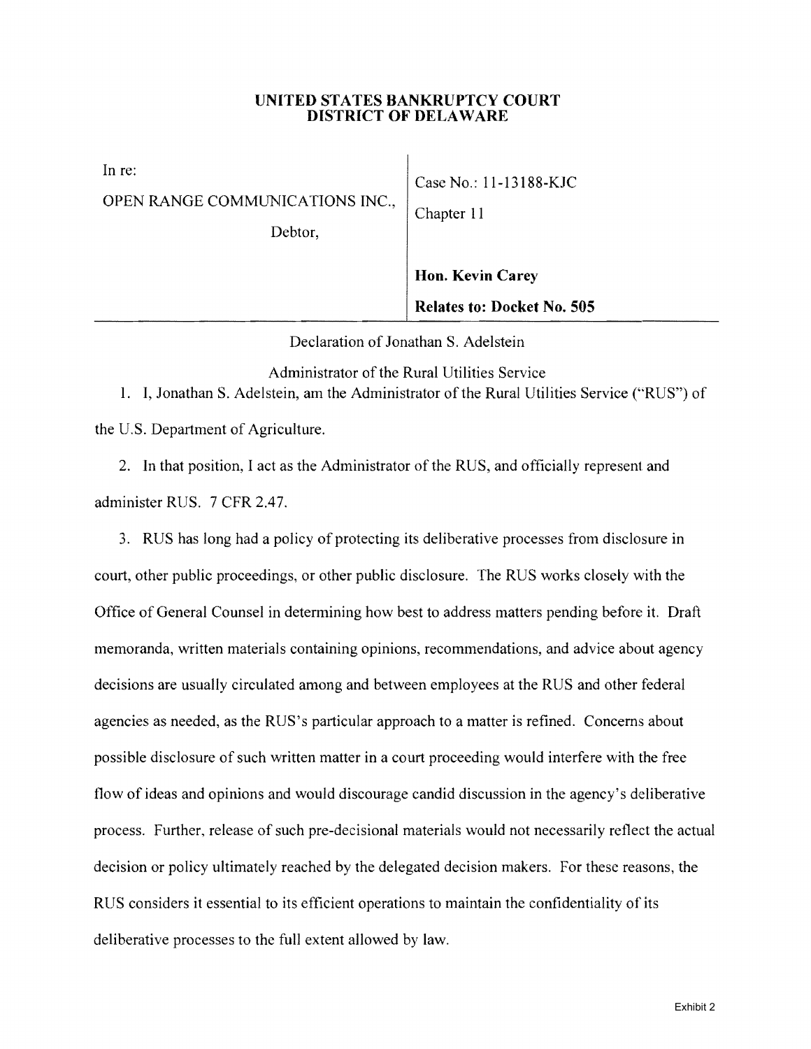**UNITED STATES BANKRUPTCY COURT**
**DISTRICT OF DELAWARE**

| | |
|---|---|
| In re:<br><br>OPEN RANGE COMMUNICATIONS INC.,<br><br>Debtor, | Case No.: 11-13188-KJC<br><br>Chapter 11<br><br>**Hon. Kevin Carey**<br><br>**Relates to: Docket No. 505** |

Declaration of Jonathan S. Adelstein

Administrator of the Rural Utilities Service

1. I, Jonathan S. Adelstein, am the Administrator of the Rural Utilities Service ("RUS") of the U.S. Department of Agriculture.

2. In that position, I act as the Administrator of the RUS, and officially represent and administer RUS. 7 CFR 2.47.

3. RUS has long had a policy of protecting its deliberative processes from disclosure in court, other public proceedings, or other public disclosure. The RUS works closely with the Office of General Counsel in determining how best to address matters pending before it. Draft memoranda, written materials containing opinions, recommendations, and advice about agency decisions are usually circulated among and between employees at the RUS and other federal agencies as needed, as the RUS's particular approach to a matter is refined. Concerns about possible disclosure of such written matter in a court proceeding would interfere with the free flow of ideas and opinions and would discourage candid discussion in the agency's deliberative process. Further, release of such pre-decisional materials would not necessarily reflect the actual decision or policy ultimately reached by the delegated decision makers. For these reasons, the RUS considers it essential to its efficient operations to maintain the confidentiality of its deliberative processes to the full extent allowed by law.

Exhibit 2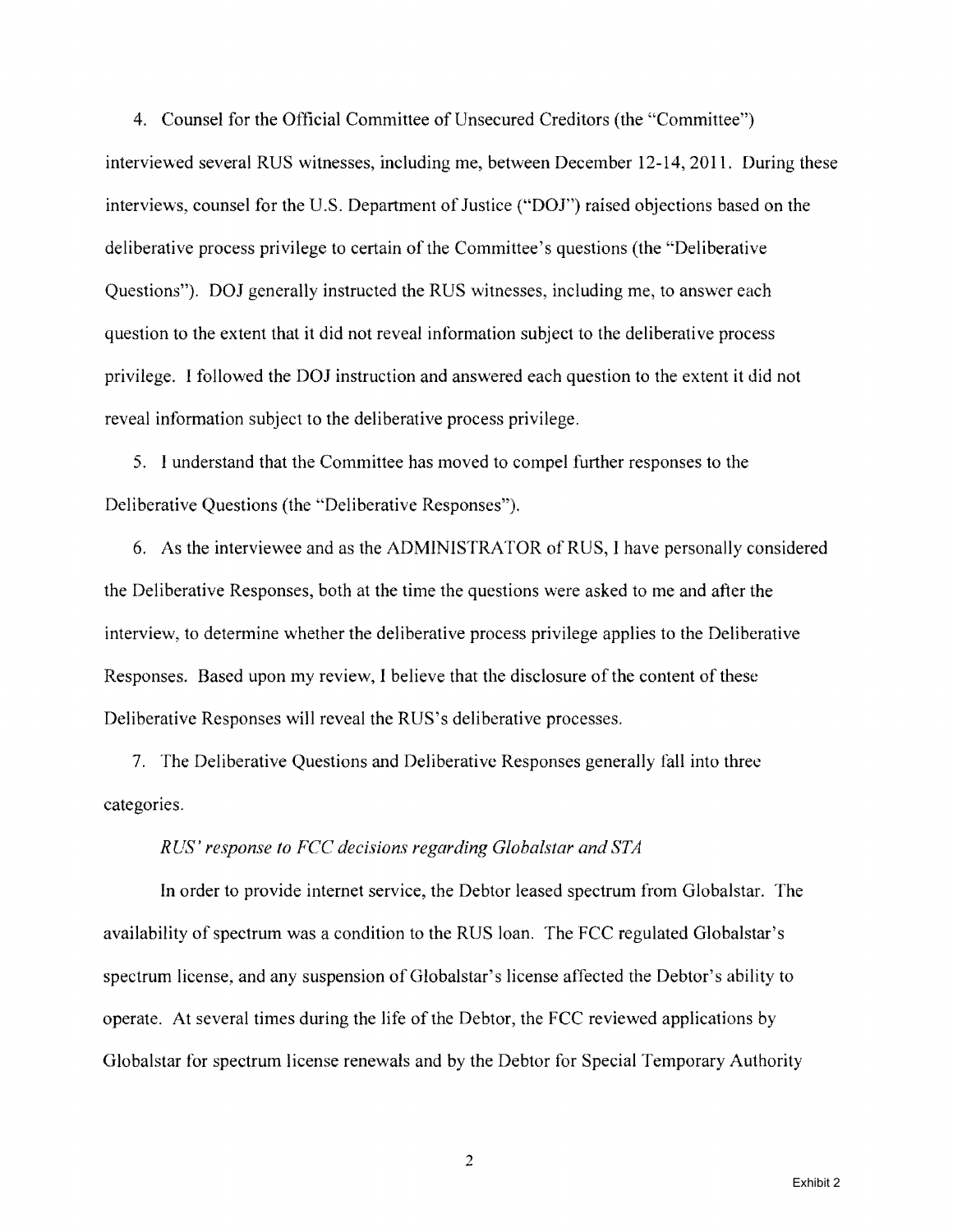4. Counsel for the Official Committee of Unsecured Creditors (the "Committee") interviewed several RUS witnesses, including me, between December 12-14, 2011. During these interviews, counsel for the U.S. Department of Justice ("DOJ") raised objections based on the deliberative process privilege to certain of the Committee's questions (the "Deliberative Questions"). DOJ generally instructed the RUS witnesses, including me, to answer each question to the extent that it did not reveal information subject to the deliberative process privilege. I followed the DOJ instruction and answered each question to the extent it did not reveal information subject to the deliberative process privilege.

5. I understand that the Committee has moved to compel further responses to the Deliberative Questions (the "Deliberative Responses").

6. As the interviewee and as the ADMINISTRATOR of RUS, I have personally considered the Deliberative Responses, both at the time the questions were asked to me and after the interview, to determine whether the deliberative process privilege applies to the Deliberative Responses. Based upon my review, I believe that the disclosure of the content of these Deliberative Responses will reveal the RUS's deliberative processes.

7. The Deliberative Questions and Deliberative Responses generally fall into three categories.

*RUS' response to FCC decisions regarding Globalstar and STA*

In order to provide internet service, the Debtor leased spectrum from Globalstar. The availability of spectrum was a condition to the RUS loan. The FCC regulated Globalstar's spectrum license, and any suspension of Globalstar's license affected the Debtor's ability to operate. At several times during the life of the Debtor, the FCC reviewed applications by Globalstar for spectrum license renewals and by the Debtor for Special Temporary Authority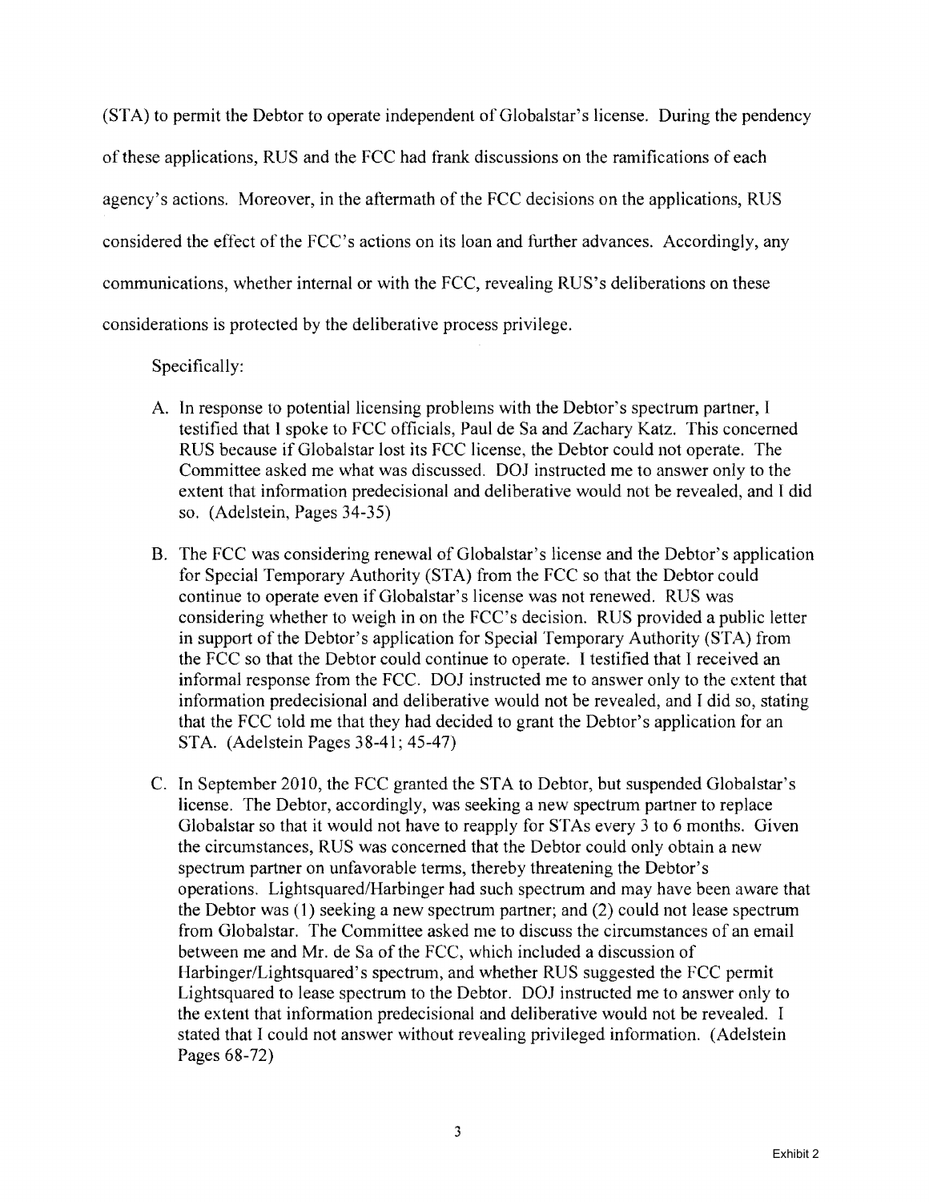(STA) to permit the Debtor to operate independent of Globalstar's license. During the pendency of these applications, RUS and the FCC had frank discussions on the ramifications of each agency's actions. Moreover, in the aftermath of the FCC decisions on the applications, RUS considered the effect of the FCC's actions on its loan and further advances. Accordingly, any communications, whether internal or with the FCC, revealing RUS's deliberations on these considerations is protected by the deliberative process privilege.

Specifically:

A. In response to potential licensing problems with the Debtor's spectrum partner, I testified that I spoke to FCC officials, Paul de Sa and Zachary Katz. This concerned RUS because if Globalstar lost its FCC license, the Debtor could not operate. The Committee asked me what was discussed. DOJ instructed me to answer only to the extent that information predecisional and deliberative would not be revealed, and I did so. (Adelstein, Pages 34-35)

B. The FCC was considering renewal of Globalstar's license and the Debtor's application for Special Temporary Authority (STA) from the FCC so that the Debtor could continue to operate even if Globalstar's license was not renewed. RUS was considering whether to weigh in on the FCC's decision. RUS provided a public letter in support of the Debtor's application for Special Temporary Authority (STA) from the FCC so that the Debtor could continue to operate. I testified that I received an informal response from the FCC. DOJ instructed me to answer only to the extent that information predecisional and deliberative would not be revealed, and I did so, stating that the FCC told me that they had decided to grant the Debtor's application for an STA. (Adelstein Pages 38-41; 45-47)

C. In September 2010, the FCC granted the STA to Debtor, but suspended Globalstar's license. The Debtor, accordingly, was seeking a new spectrum partner to replace Globalstar so that it would not have to reapply for STAs every 3 to 6 months. Given the circumstances, RUS was concerned that the Debtor could only obtain a new spectrum partner on unfavorable terms, thereby threatening the Debtor's operations. Lightsquared/Harbinger had such spectrum and may have been aware that the Debtor was (1) seeking a new spectrum partner; and (2) could not lease spectrum from Globalstar. The Committee asked me to discuss the circumstances of an email between me and Mr. de Sa of the FCC, which included a discussion of Harbinger/Lightsquared's spectrum, and whether RUS suggested the FCC permit Lightsquared to lease spectrum to the Debtor. DOJ instructed me to answer only to the extent that information predecisional and deliberative would not be revealed. I stated that I could not answer without revealing privileged information. (Adelstein Pages 68-72)

Exhibit 2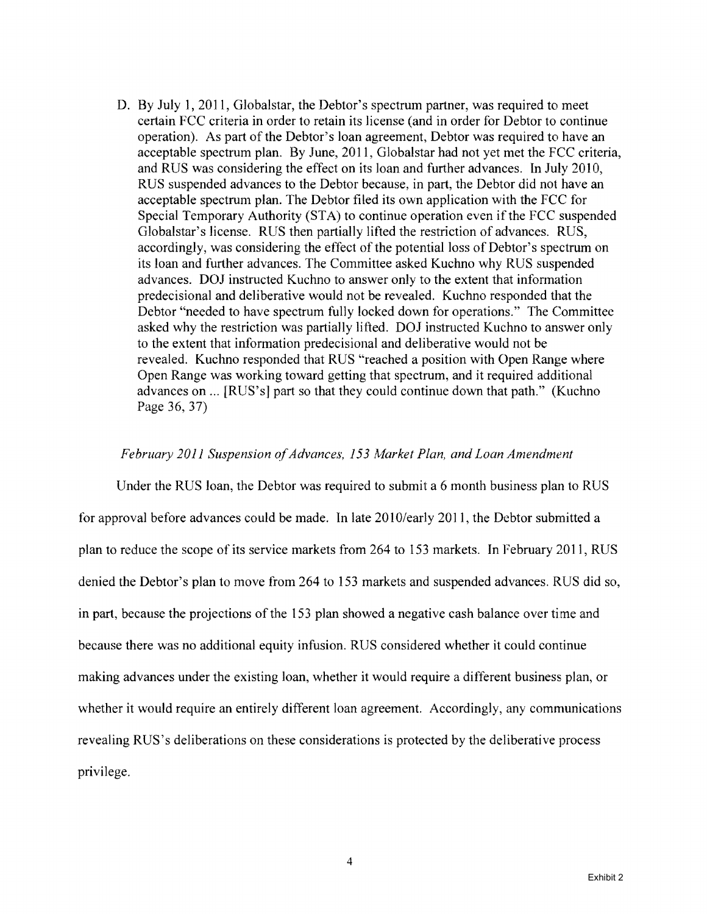D. By July 1, 2011, Globalstar, the Debtor's spectrum partner, was required to meet certain FCC criteria in order to retain its license (and in order for Debtor to continue operation). As part of the Debtor's loan agreement, Debtor was required to have an acceptable spectrum plan. By June, 2011, Globalstar had not yet met the FCC criteria, and RUS was considering the effect on its loan and further advances. In July 2010, RUS suspended advances to the Debtor because, in part, the Debtor did not have an acceptable spectrum plan. The Debtor filed its own application with the FCC for Special Temporary Authority (STA) to continue operation even if the FCC suspended Globalstar's license. RUS then partially lifted the restriction of advances. RUS, accordingly, was considering the effect of the potential loss of Debtor's spectrum on its loan and further advances. The Committee asked Kuchno why RUS suspended advances. DOJ instructed Kuchno to answer only to the extent that information predecisional and deliberative would not be revealed. Kuchno responded that the Debtor "needed to have spectrum fully locked down for operations." The Committee asked why the restriction was partially lifted. DOJ instructed Kuchno to answer only to the extent that information predecisional and deliberative would not be revealed. Kuchno responded that RUS "reached a position with Open Range where Open Range was working toward getting that spectrum, and it required additional advances on ... [RUS's] part so that they could continue down that path." (Kuchno Page 36, 37)

*February 2011 Suspension of Advances, 153 Market Plan, and Loan Amendment*

Under the RUS loan, the Debtor was required to submit a 6 month business plan to RUS for approval before advances could be made. In late 2010/early 2011, the Debtor submitted a plan to reduce the scope of its service markets from 264 to 153 markets. In February 2011, RUS denied the Debtor's plan to move from 264 to 153 markets and suspended advances. RUS did so, in part, because the projections of the 153 plan showed a negative cash balance over time and because there was no additional equity infusion. RUS considered whether it could continue making advances under the existing loan, whether it would require a different business plan, or whether it would require an entirely different loan agreement. Accordingly, any communications revealing RUS's deliberations on these considerations is protected by the deliberative process privilege.

Exhibit 2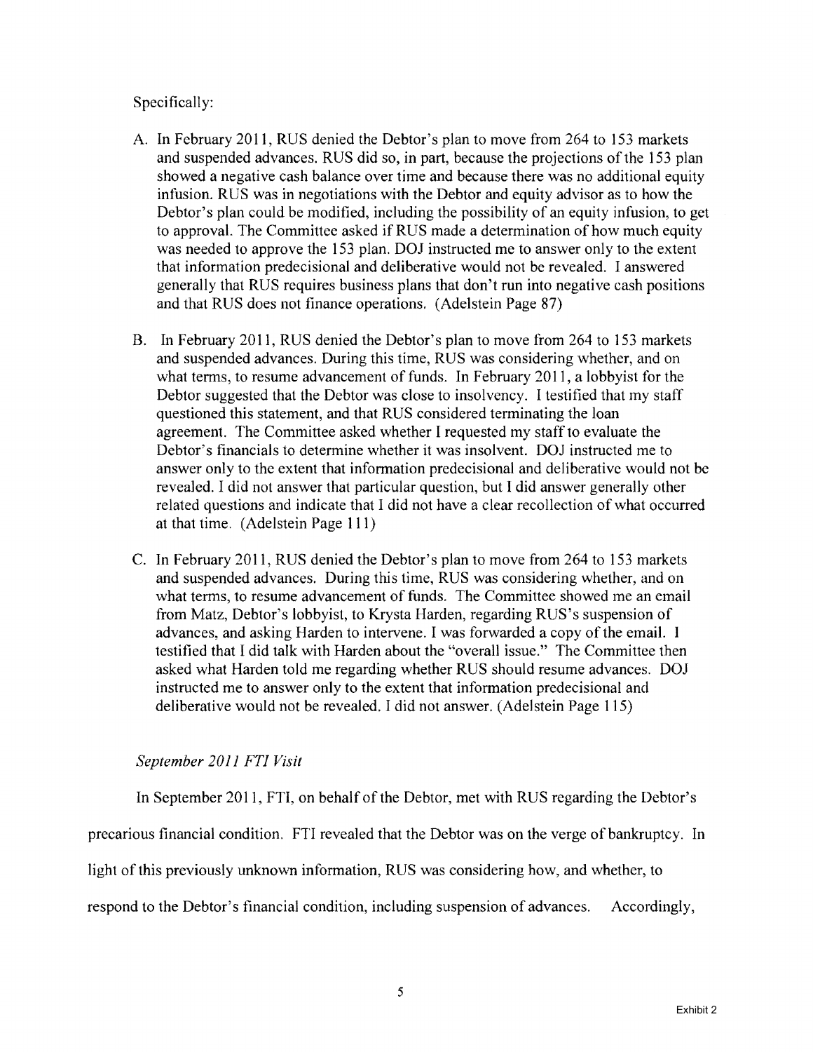Specifically:

A. In February 2011, RUS denied the Debtor's plan to move from 264 to 153 markets and suspended advances. RUS did so, in part, because the projections of the 153 plan showed a negative cash balance over time and because there was no additional equity infusion. RUS was in negotiations with the Debtor and equity advisor as to how the Debtor's plan could be modified, including the possibility of an equity infusion, to get to approval. The Committee asked if RUS made a determination of how much equity was needed to approve the 153 plan. DOJ instructed me to answer only to the extent that information predecisional and deliberative would not be revealed. I answered generally that RUS requires business plans that don't run into negative cash positions and that RUS does not finance operations. (Adelstein Page 87)

B. In February 2011, RUS denied the Debtor's plan to move from 264 to 153 markets and suspended advances. During this time, RUS was considering whether, and on what terms, to resume advancement of funds. In February 2011, a lobbyist for the Debtor suggested that the Debtor was close to insolvency. I testified that my staff questioned this statement, and that RUS considered terminating the loan agreement. The Committee asked whether I requested my staff to evaluate the Debtor's financials to determine whether it was insolvent. DOJ instructed me to answer only to the extent that information predecisional and deliberative would not be revealed. I did not answer that particular question, but I did answer generally other related questions and indicate that I did not have a clear recollection of what occurred at that time. (Adelstein Page 111)

C. In February 2011, RUS denied the Debtor's plan to move from 264 to 153 markets and suspended advances. During this time, RUS was considering whether, and on what terms, to resume advancement of funds. The Committee showed me an email from Matz, Debtor's lobbyist, to Krysta Harden, regarding RUS's suspension of advances, and asking Harden to intervene. I was forwarded a copy of the email. I testified that I did talk with Harden about the "overall issue." The Committee then asked what Harden told me regarding whether RUS should resume advances. DOJ instructed me to answer only to the extent that information predecisional and deliberative would not be revealed. I did not answer. (Adelstein Page 115)

*September 2011 FTI Visit*

In September 2011, FTI, on behalf of the Debtor, met with RUS regarding the Debtor's precarious financial condition. FTI revealed that the Debtor was on the verge of bankruptcy. In light of this previously unknown information, RUS was considering how, and whether, to respond to the Debtor's financial condition, including suspension of advances. Accordingly,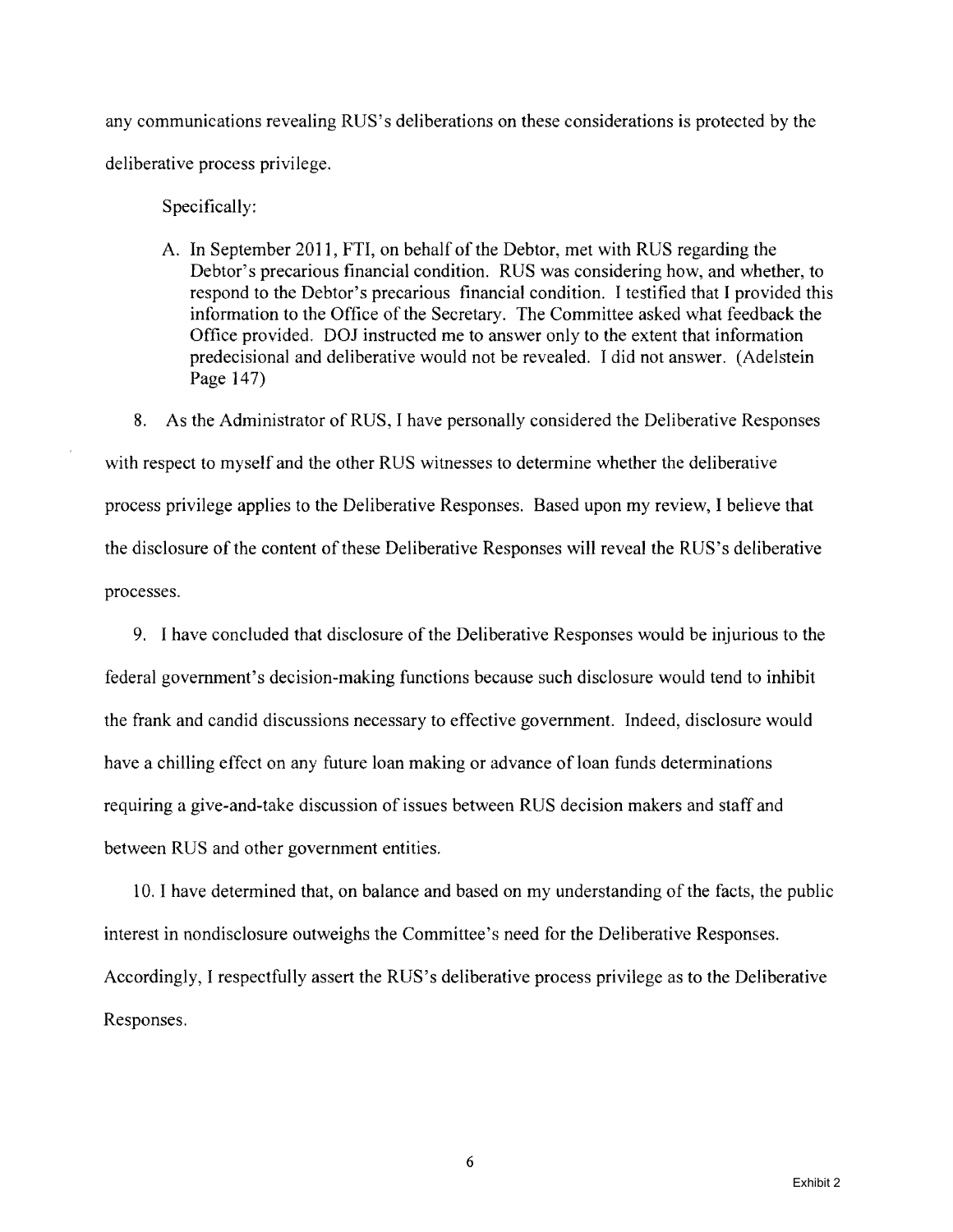any communications revealing RUS's deliberations on these considerations is protected by the deliberative process privilege.

Specifically:

A. In September 2011, FTI, on behalf of the Debtor, met with RUS regarding the Debtor's precarious financial condition. RUS was considering how, and whether, to respond to the Debtor's precarious financial condition. I testified that I provided this information to the Office of the Secretary. The Committee asked what feedback the Office provided. DOJ instructed me to answer only to the extent that information predecisional and deliberative would not be revealed. I did not answer. (Adelstein Page 147)

8. As the Administrator of RUS, I have personally considered the Deliberative Responses with respect to myself and the other RUS witnesses to determine whether the deliberative process privilege applies to the Deliberative Responses. Based upon my review, I believe that the disclosure of the content of these Deliberative Responses will reveal the RUS's deliberative processes.

9. I have concluded that disclosure of the Deliberative Responses would be injurious to the federal government's decision-making functions because such disclosure would tend to inhibit the frank and candid discussions necessary to effective government. Indeed, disclosure would have a chilling effect on any future loan making or advance of loan funds determinations requiring a give-and-take discussion of issues between RUS decision makers and staff and between RUS and other government entities.

10. I have determined that, on balance and based on my understanding of the facts, the public interest in nondisclosure outweighs the Committee's need for the Deliberative Responses. Accordingly, I respectfully assert the RUS's deliberative process privilege as to the Deliberative Responses.

Exhibit 2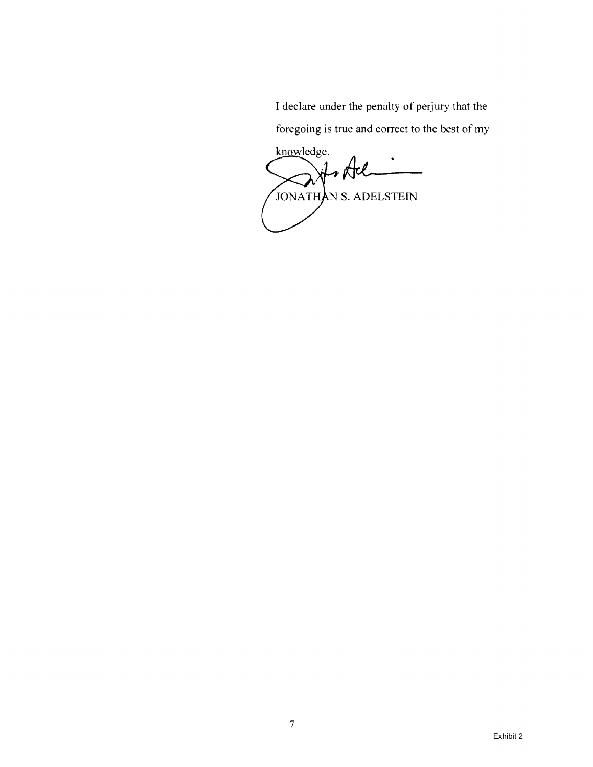I declare under the penalty of perjury that the foregoing is true and correct to the best of my knowledge.

JONATHAN S. ADELSTEIN

Exhibit 2